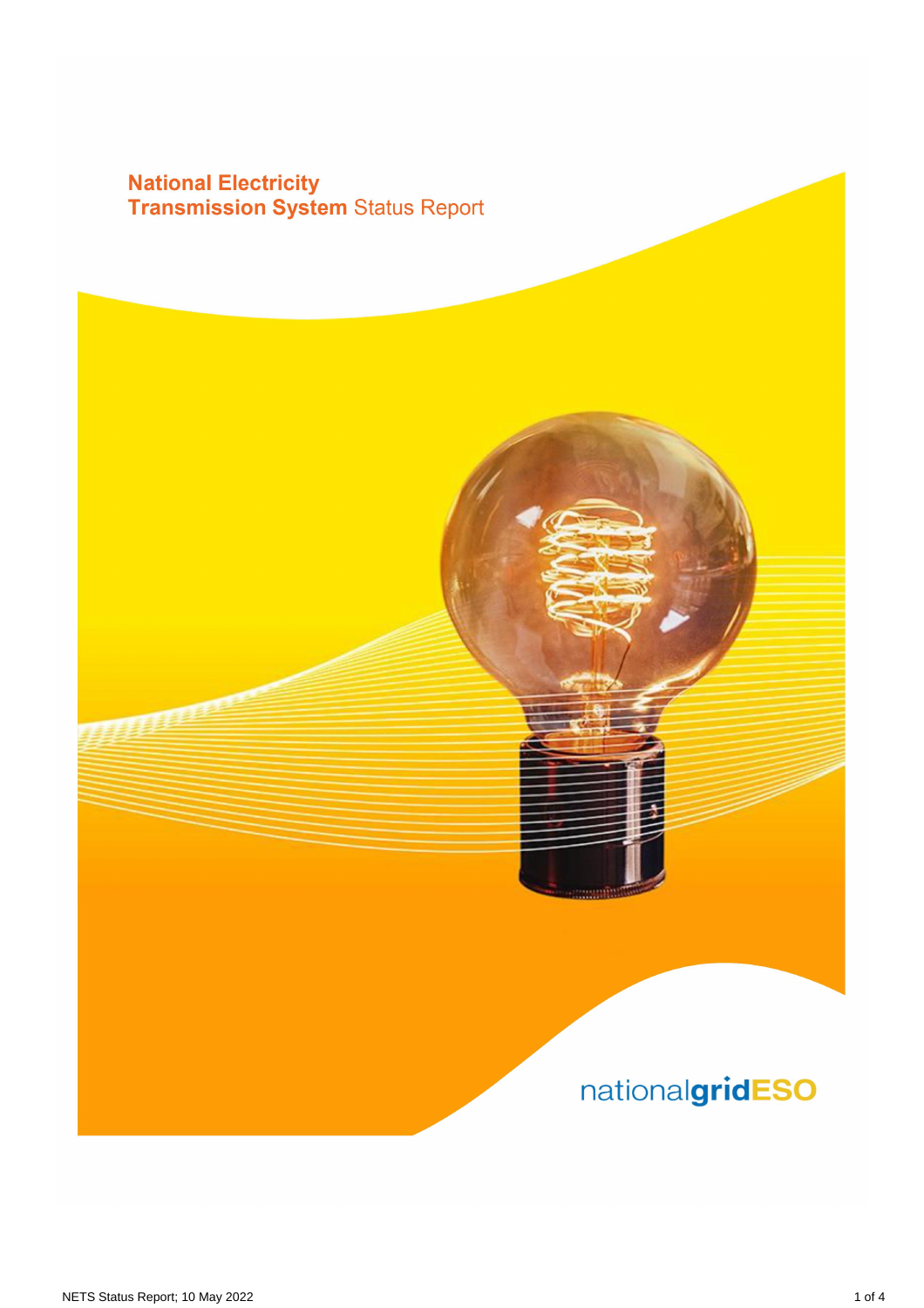# National Electricity Transmission System Status Report

nationalgridESO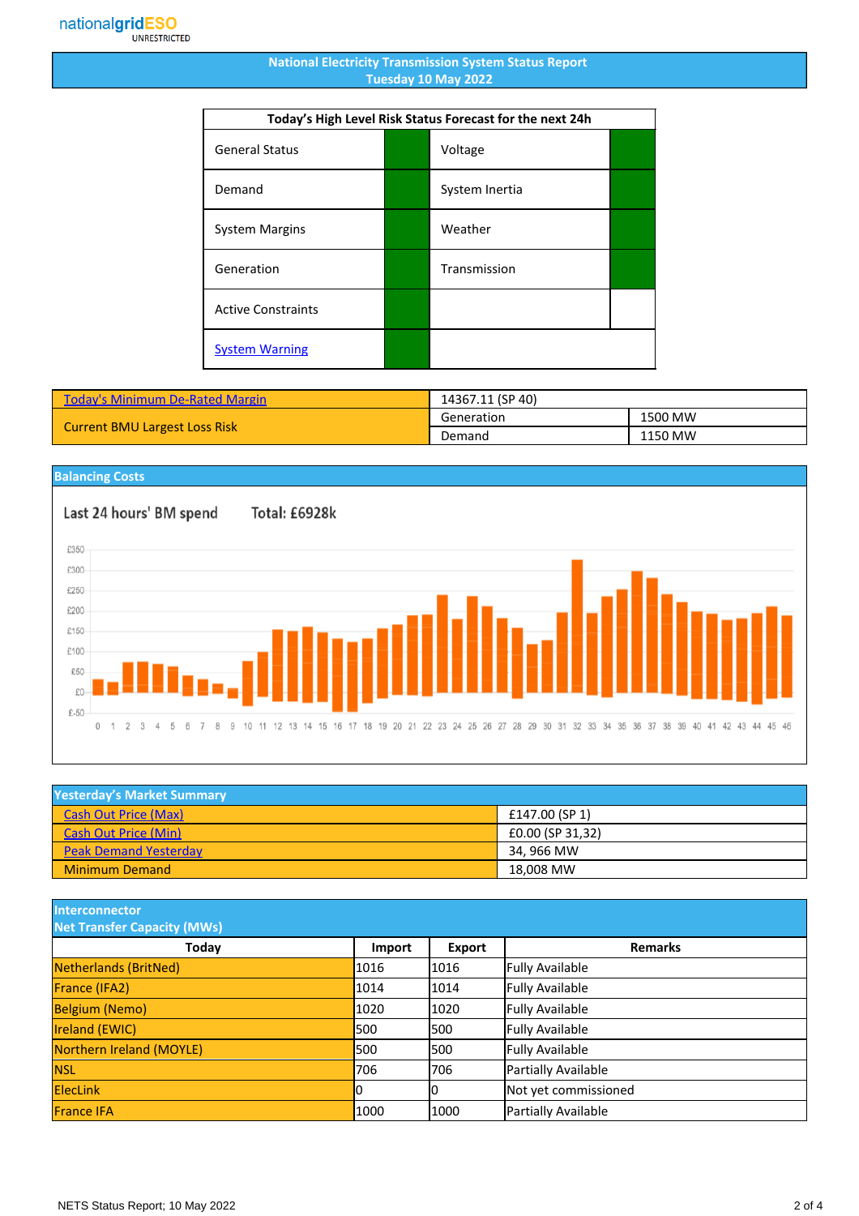# National Electricity Transmission System Status Report
## Tuesday 10 May 2022

| Today's High Level Risk Status Forecast for the next 24h | | | |
|---|---|---|---|
| General Status | | Voltage | |
| Demand | | System Inertia | |
| System Margins | | Weather | |
| Generation | | Transmission | |
| Active Constraints | | | |
| System Warning | | | |

| Today's Minimum De-Rated Margin | 14367.11 (SP 40) | |
|---|---|---|
| Current BMU Largest Loss Risk | Generation | 1500 MW |
| | Demand | 1150 MW |

## Balancing Costs

Last 24 hours' BM spend    Total: £6928k

## Yesterday's Market Summary

| | |
|---|---|
| Cash Out Price (Max) | £147.00 (SP 1) |
| Cash Out Price (Min) | £0.00 (SP 31,32) |
| Peak Demand Yesterday | 34, 966 MW |
| Minimum Demand | 18,008 MW |

## Interconnector Net Transfer Capacity (MWs)

| Today | Import | Export | Remarks |
|---|---|---|---|
| Netherlands (BritNed) | 1016 | 1016 | Fully Available |
| France (IFA2) | 1014 | 1014 | Fully Available |
| Belgium (Nemo) | 1020 | 1020 | Fully Available |
| Ireland (EWIC) | 500 | 500 | Fully Available |
| Northern Ireland (MOYLE) | 500 | 500 | Fully Available |
| NSL | 706 | 706 | Partially Available |
| ElecLink | 0 | 0 | Not yet commissioned |
| France IFA | 1000 | 1000 | Partially Available |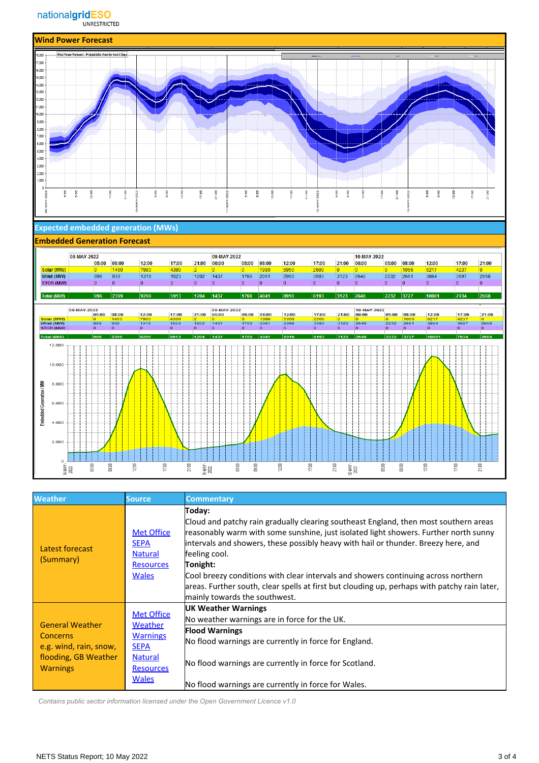## Wind Power Forecast

## Expected embedded generation (MWs)

## Embedded Generation Forecast

| | 08-MAY-2022 | | | | | 09-MAY-2022 | | | | | | 10-MAY-2022 | | | | | |
|---|---|---|---|---|---|---|---|---|---|---|---|---|---|---|---|---|---|
| | 05:00 | 08:00 | 12:00 | 17:00 | 21:00 | 00:00 | 05:00 | 08:00 | 12:00 | 17:00 | 21:00 | 00:00 | 05:00 | 08:00 | 12:00 | 17:00 | 21:00 |
| Solar (MW) | 0 | 1460 | 7980 | 4390 | 2 | 0 | 0 | 1980 | 5950 | 2600 | 0 | 0 | 0 | 1066 | 6217 | 4237 | 0 |
| Wind (MW) | 996 | 939 | 1319 | 1523 | 1202 | 1437 | 1769 | 2061 | 2960 | 3593 | 3123 | 2640 | 2232 | 2661 | 3864 | 3697 | 2668 |
| STOR (MW) | 0 | 0 | 0 | 0 | 0 | 0 | 0 | 0 | 0 | 0 | 0 | 0 | 0 | 0 | 0 | 0 | 0 |
| Total (MW) | 996 | 2399 | 9299 | 5913 | 1204 | 1437 | 1769 | 4041 | 8910 | 6193 | 3123 | 2640 | 2232 | 3727 | 10081 | 7934 | 2668 |

| Weather | Source | Commentary |
|---|---|---|
| Latest forecast (Summary) | Met Office<br>SEPA<br>Natural Resources Wales | **Today:**<br>Cloud and patchy rain gradually clearing southeast England, then most southern areas reasonably warm with some sunshine, just isolated light showers. Further north sunny intervals and showers, these possibly heavy with hail or thunder. Breezy here, and feeling cool.<br>**Tonight:**<br>Cool breezy conditions with clear intervals and showers continuing across northern areas. Further south, clear spells at first but clouding up, perhaps with patchy rain later, mainly towards the southwest. |
| General Weather Concerns e.g. wind, rain, snow, flooding, GB Weather Warnings | Met Office Weather Warnings<br>SEPA<br>Natural Resources Wales | **UK Weather Warnings**<br>No weather warnings are in force for the UK.<br>**Flood Warnings**<br>No flood warnings are currently in force for England.<br>No flood warnings are currently in force for Scotland.<br>No flood warnings are currently in force for Wales. |

*Contains public sector information licensed under the Open Government Licence v1.0*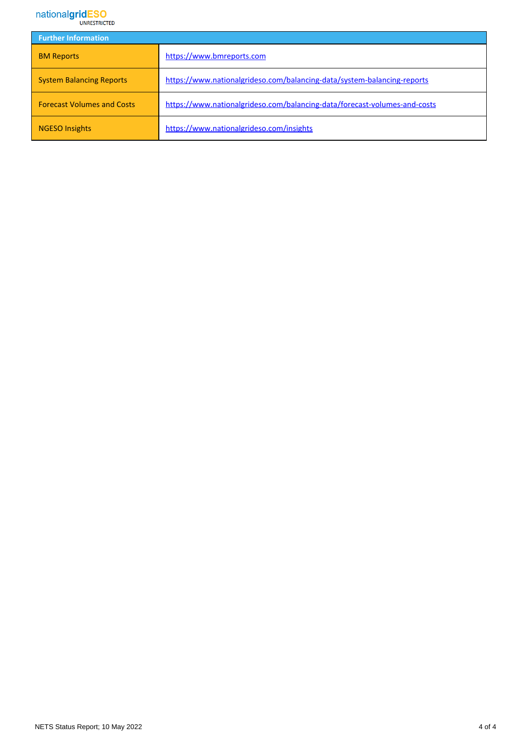| Further Information | |
|---|---|
| BM Reports | https://www.bmreports.com |
| System Balancing Reports | https://www.nationalgrideso.com/balancing-data/system-balancing-reports |
| Forecast Volumes and Costs | https://www.nationalgrideso.com/balancing-data/forecast-volumes-and-costs |
| NGESO Insights | https://www.nationalgrideso.com/insights |